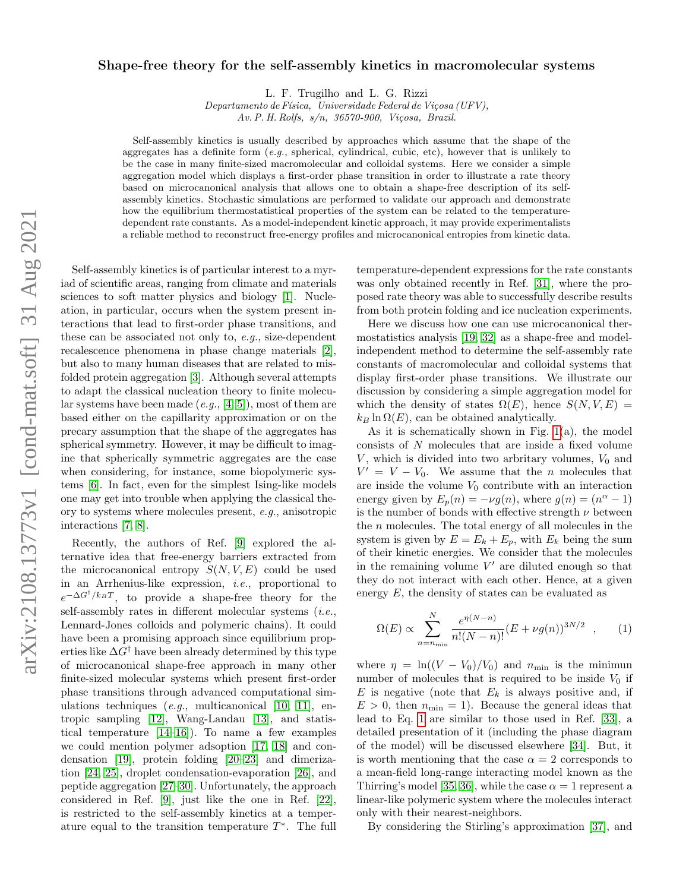# Shape-free theory for the self-assembly kinetics in macromolecular systems

L. F. Trugilho and L. G. Rizzi

*Departamento de Física, Universidade Federal de Viçosa (UFV), Av. P. H. Rolfs, s/n, 36570-900, Viçosa, Brazil.*

Self-assembly kinetics is usually described by approaches which assume that the shape of the aggregates has a definite form (*e.g.*, spherical, cylindrical, cubic, etc), however that is unlikely to be the case in many finite-sized macromolecular and colloidal systems. Here we consider a simple aggregation model which displays a first-order phase transition in order to illustrate a rate theory based on microcanonical analysis that allows one to obtain a shape-free description of its self-assembly kinetics. Stochastic simulations are performed to validate our approach and demonstrate how the equilibrium thermostatistical properties of the system can be related to the temperature-dependent rate constants. As a model-independent kinetic approach, it may provide experimentalists a reliable method to reconstruct free-energy profiles and microcanonical entropies from kinetic data.

Self-assembly kinetics is of particular interest to a myriad of scientific areas, ranging from climate and materials sciences to soft matter physics and biology [1]. Nucleation, in particular, occurs when the system present interactions that lead to first-order phase transitions, and these can be associated not only to, *e.g.*, size-dependent recalescence phenomena in phase change materials [2], but also to many human diseases that are related to misfolded protein aggregation [3]. Although several attempts to adapt the classical nucleation theory to finite molecular systems have been made (*e.g.*, [4, 5]), most of them are based either on the capillarity approximation or on the precary assumption that the shape of the aggregates has spherical symmetry. However, it may be difficult to imagine that spherically symmetric aggregates are the case when considering, for instance, some biopolymeric systems [6]. In fact, even for the simplest Ising-like models one may get into trouble when applying the classical theory to systems where molecules present, *e.g.*, anisotropic interactions [7, 8].

Recently, the authors of Ref. [9] explored the alternative idea that free-energy barriers extracted from the microcanonical entropy $S(N, V, E)$ could be used in an Arrhenius-like expression, *i.e.*, proportional to $e^{-\Delta G^{\dagger}/k_B T}$, to provide a shape-free theory for the self-assembly rates in different molecular systems (*i.e.*, Lennard-Jones colloids and polymeric chains). It could have been a promising approach since equilibrium properties like $\Delta G^{\dagger}$ have been already determined by this type of microcanonical shape-free approach in many other finite-sized molecular systems which present first-order phase transitions through advanced computational simulations techniques (*e.g.*, multicanonical [10, 11], entropic sampling [12], Wang-Landau [13], and statistical temperature [14–16]). To name a few examples we could mention polymer adsoption [17, 18] and condensation [19], protein folding [20–23] and dimerization [24, 25], droplet condensation-evaporation [26], and peptide aggregation [27–30]. Unfortunately, the approach considered in Ref. [9], just like the one in Ref. [22], is restricted to the self-assembly kinetics at a temperature equal to the transition temperature $T^{*}$. The full temperature-dependent expressions for the rate constants was only obtained recently in Ref. [31], where the proposed rate theory was able to successfully describe results from both protein folding and ice nucleation experiments.

Here we discuss how one can use microcanonical thermostatistics analysis [19, 32] as a shape-free and model-independent method to determine the self-assembly rate constants of macromolecular and colloidal systems that display first-order phase transitions. We illustrate our discussion by considering a simple aggregation model for which the density of states $\Omega(E)$, hence $S(N, V, E) = k_B \ln \Omega(E)$, can be obtained analytically.

As it is schematically shown in Fig. 1(a), the model consists of $N$ molecules that are inside a fixed volume $V$, which is divided into two arbitrary volumes, $V_0$ and $V' = V - V_0$. We assume that the $n$ molecules that are inside the volume $V_0$ contribute with an interaction energy given by $E_p(n) = -\nu g(n)$, where $g(n) = (n^{\alpha} - 1)$ is the number of bonds with effective strength $\nu$ between the $n$ molecules. The total energy of all molecules in the system is given by $E = E_k + E_p$, with $E_k$ being the sum of their kinetic energies. We consider that the molecules in the remaining volume $V'$ are diluted enough so that they do not interact with each other. Hence, at a given energy $E$, the density of states can be evaluated as

$$\Omega(E) \propto \sum_{n=n_{\min}}^{N} \frac{e^{\eta(N-n)}}{n!(N-n)!}(E + \nu g(n))^{3N/2} \quad , \qquad (1)$$

where $\eta = \ln((V - V_0)/V_0)$ and $n_{\min}$ is the minimun number of molecules that is required to be inside $V_0$ if $E$ is negative (note that $E_k$ is always positive and, if $E > 0$, then $n_{\min} = 1$). Because the general ideas that lead to Eq. 1 are similar to those used in Ref. [33], a detailed presentation of it (including the phase diagram of the model) will be discussed elsewhere [34]. But, it is worth mentioning that the case $\alpha = 2$ corresponds to a mean-field long-range interacting model known as the Thirring's model [35, 36], while the case $\alpha = 1$ represent a linear-like polymeric system where the molecules interact only with their nearest-neighbors.

By considering the Stirling's approximation [37], and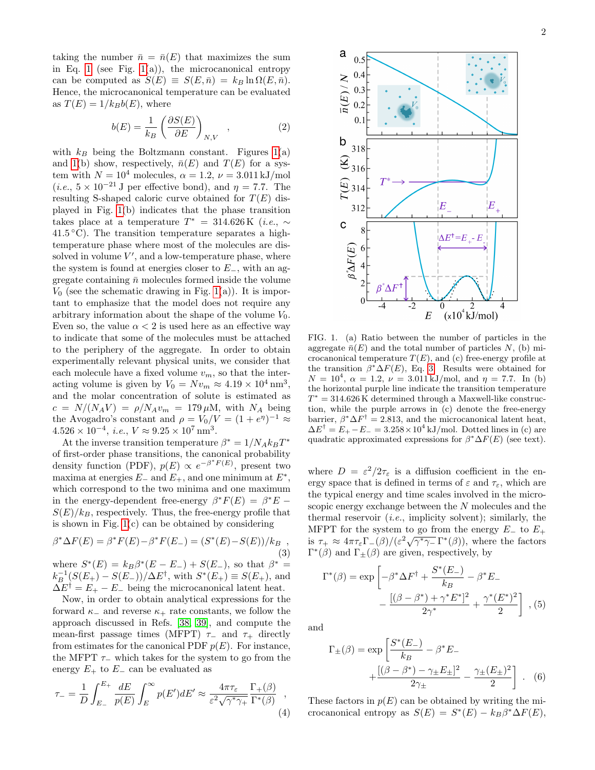taking the number $\bar{n} = \bar{n}(E)$ that maximizes the sum in Eq. 1 (see Fig. 1(a)), the microcanonical entropy can be computed as $S(E) \equiv S(E, \bar{n}) = k_B \ln \Omega(E, \bar{n})$. Hence, the microcanonical temperature can be evaluated as $T(E) = 1/k_B b(E)$, where

$$b(E) = \frac{1}{k_B}\left(\frac{\partial S(E)}{\partial E}\right)_{N,V} , \tag{2}$$

with $k_B$ being the Boltzmann constant. Figures 1(a) and 1(b) show, respectively, $\bar{n}(E)$ and $T(E)$ for a system with $N = 10^4$ molecules, $\alpha = 1.2$, $\nu = 3.011\,\text{kJ/mol}$ (*i.e.*, $5 \times 10^{-21}$ J per effective bond), and $\eta = 7.7$. The resulting S-shaped caloric curve obtained for $T(E)$ displayed in Fig. 1(b) indicates that the phase transition takes place at a temperature $T^* = 314.626\,\text{K}$ (*i.e.*, $\sim 41.5\,^\circ\text{C}$). The transition temperature separates a high-temperature phase where most of the molecules are dissolved in volume $V'$, and a low-temperature phase, where the system is found at energies closer to $E_-$, with an aggregate containing $\bar{n}$ molecules formed inside the volume $V_0$ (see the schematic drawing in Fig. 1(a)). It is important to emphasize that the model does not require any arbitrary information about the shape of the volume $V_0$. Even so, the value $\alpha < 2$ is used here as an effective way to indicate that some of the molecules must be attached to the periphery of the aggregate. In order to obtain experimentally relevant physical units, we consider that each molecule have a fixed volume $v_m$, so that the interacting volume is given by $V_0 = N v_m \approx 4.19 \times 10^4\,\text{nm}^3$, and the molar concentration of solute is estimated as $c = N/(N_A V) = \rho/N_A v_m = 179\,\mu\text{M}$, with $N_A$ being the Avogadro's constant and $\rho = V_0/V = (1 + e^{\eta})^{-1} \approx 4.526 \times 10^{-4}$, *i.e.*, $V \approx 9.25 \times 10^7\,\text{nm}^3$.

At the inverse transition temperature $\beta^* = 1/N_A k_B T^*$ of first-order phase transitions, the canonical probability density function (PDF), $p(E) \propto e^{-\beta^* F(E)}$, present two maxima at energies $E_-$ and $E_+$, and one minimum at $E^*$, which correspond to the two minima and one maximum in the energy-dependent free-energy $\beta^* F(E) = \beta^* E - S(E)/k_B$, respectively. Thus, the free-energy profile that is shown in Fig. 1(c) can be obtained by considering

$$\beta^* \Delta F(E) = \beta^* F(E) - \beta^* F(E_-) = (S^*(E) - S(E))/k_B , \tag{3}$$

where $S^*(E) = k_B \beta^* (E - E_-) + S(E_-)$, so that $\beta^* = k_B^{-1}(S(E_+) - S(E_-))/\Delta E^\dagger$, with $S^*(E_+) \equiv S(E_+)$, and $\Delta E^\dagger = E_+ - E_-$ being the microcanonical latent heat.

Now, in order to obtain analytical expressions for the forward $\kappa_-$ and reverse $\kappa_+$ rate constants, we follow the approach discussed in Refs. [38] [39], and compute the mean-first passage times (MFPT) $\tau_-$ and $\tau_+$ directly from estimates for the canonical PDF $p(E)$. For instance, the MFPT $\tau_-$ which takes for the system to go from the energy $E_+$ to $E_-$ can be evaluated as

$$\tau_- = \frac{1}{D}\int_{E_-}^{E_+} \frac{dE}{p(E)} \int_{E}^{\infty} p(E')dE' \approx \frac{4\pi\tau_\varepsilon}{\varepsilon^2\sqrt{\gamma^*\gamma_+}} \frac{\Gamma_+(\beta)}{\Gamma^*(\beta)} , \tag{4}$$

FIG. 1. (a) Ratio between the number of particles in the aggregate $\bar{n}(E)$ and the total number of particles $N$, (b) microcanonical temperature $T(E)$, and (c) free-energy profile at the transition $\beta^* \Delta F(E)$, Eq. 3. Results were obtained for $N = 10^4$, $\alpha = 1.2$, $\nu = 3.011\,\text{kJ/mol}$, and $\eta = 7.7$. In (b) the horizontal purple line indicate the transition temperature $T^* = 314.626\,\text{K}$ determined through a Maxwell-like construction, while the purple arrows in (c) denote the free-energy barrier, $\beta^* \Delta F^\dagger = 2.813$, and the microcanonical latent heat, $\Delta E^\dagger = E_+ - E_- = 3.258 \times 10^4\,\text{kJ/mol}$. Dotted lines in (c) are quadratic approximated expressions for $\beta^* \Delta F(E)$ (see text).

where $D = \varepsilon^2/2\tau_\varepsilon$ is a diffusion coefficient in the energy space that is defined in terms of $\varepsilon$ and $\tau_\varepsilon$, which are the typical energy and time scales involved in the microscopic energy exchange between the $N$ molecules and the thermal reservoir (*i.e.*, implicity solvent); similarly, the MFPT for the system to go from the energy $E_-$ to $E_+$ is $\tau_+ \approx 4\pi\tau_\varepsilon \Gamma_-(\beta)/(\varepsilon^2\sqrt{\gamma^*\gamma_-}\,\Gamma^*(\beta))$, where the factors $\Gamma^*(\beta)$ and $\Gamma_\pm(\beta)$ are given, respectively, by

$$\Gamma^*(\beta) = \exp\left[-\beta^*\Delta F^\dagger + \frac{S^*(E_-)}{k_B} - \beta^* E_- - \frac{[(\beta - \beta^*) + \gamma^* E^*]^2}{2\gamma^*} + \frac{\gamma^*(E^*)^2}{2}\right] , \tag{5}$$

and

$$\Gamma_\pm(\beta) = \exp\left[\frac{S^*(E_-)}{k_B} - \beta^* E_- + \frac{[(\beta - \beta^*) - \gamma_\pm E_\pm]^2}{2\gamma_\pm} - \frac{\gamma_\pm(E_\pm)^2}{2}\right] . \tag{6}$$

These factors in $p(E)$ can be obtained by writing the microcanonical entropy as $S(E) = S^*(E) - k_B \beta^* \Delta F(E)$,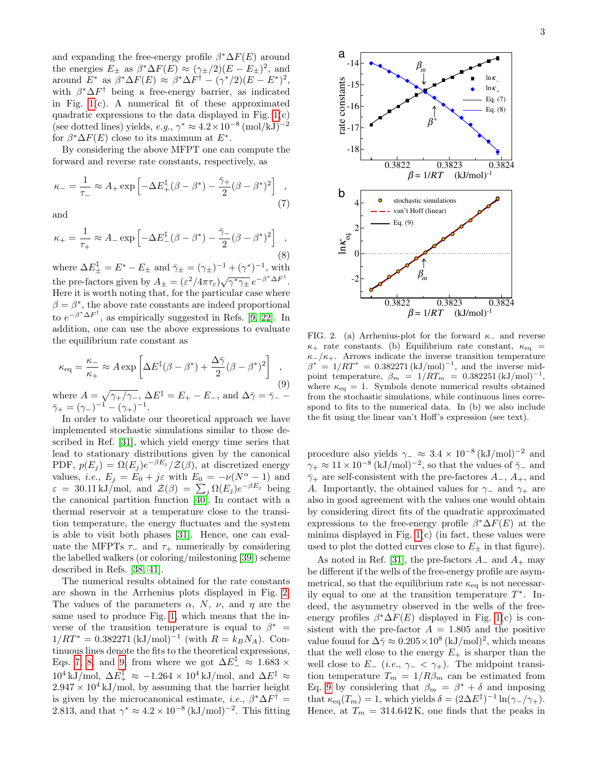and expanding the free-energy profile $\beta^* \Delta F(E)$ around the energies $E_\pm$ as $\beta^* \Delta F(E) \approx (\gamma_\pm/2)(E - E_\pm)^2$, and around $E^*$ as $\beta^* \Delta F(E) \approx \beta^* \Delta F^\dagger - (\gamma^*/2)(E - E^*)^2$, with $\beta^* \Delta F^\dagger$ being a free-energy barrier, as indicated in Fig. 1(c). A numerical fit of these approximated quadratic expressions to the data displayed in Fig. 1(c) (see dotted lines) yields, *e.g.*, $\gamma^* \approx 4.2 \times 10^{-8}\,(\mathrm{mol/kJ})^{-2}$ for $\beta^* \Delta F(E)$ close to its maximum at $E^*$.

By considering the above MFPT one can compute the forward and reverse rate constants, respectively, as

$$\kappa_- = \frac{1}{\tau_-} \approx A_+ \exp\left[ -\Delta E_+^\ddagger (\beta - \beta^*) - \frac{\bar{\gamma}_+}{2}(\beta - \beta^*)^2 \right] \quad , \tag{7}$$

and

$$\kappa_+ = \frac{1}{\tau_+} \approx A_- \exp\left[ -\Delta E_-^\ddagger (\beta - \beta^*) - \frac{\bar{\gamma}_-}{2}(\beta - \beta^*)^2 \right] \quad , \tag{8}$$

where $\Delta E_\pm^\ddagger = E^* - E_\pm$ and $\bar{\gamma}_\pm = (\gamma_\pm)^{-1} + (\gamma^*)^{-1}$, with the pre-factors given by $A_\pm = (\varepsilon^2 / 4\pi\tau_\varepsilon)\sqrt{\gamma^* \gamma_\pm}\, e^{-\beta^* \Delta F^\dagger}$. Here it is worth noting that, for the particular case where $\beta = \beta^*$, the above rate constants are indeed proportional to $e^{-\beta^* \Delta F^\dagger}$, as empirically suggested in Refs. [9, 22]. In addition, one can use the above expressions to evaluate the equilibrium rate constant as

$$\kappa_{\mathrm{eq}} = \frac{\kappa_-}{\kappa_+} \approx A \exp\left[ \Delta E^\ddagger (\beta - \beta^*) + \frac{\Delta \bar{\gamma}}{2}(\beta - \beta^*)^2 \right] \quad , \tag{9}$$

where $A = \sqrt{\gamma_+/\gamma_-}$, $\Delta E^\ddagger = E_+ - E_-$, and $\Delta \bar{\gamma} = \bar{\gamma}_- - \bar{\gamma}_+ = (\gamma_-)^{-1} - (\gamma_+)^{-1}$.

In order to validate our theoretical approach we have implemented stochastic simulations similar to those described in Ref. [31], which yield energy time series that lead to stationary distributions given by the canonical PDF, $p(E_j) = \Omega(E_j) e^{-\beta E_j} / \mathcal{Z}(\beta)$, at discretized energy values, *i.e.*, $E_j = E_0 + j\varepsilon$ with $E_0 = -\nu(N^\alpha - 1)$ and $\varepsilon = 30.11\,\mathrm{kJ/mol}$, and $\mathcal{Z}(\beta) = \sum_j \Omega(E_j) e^{-\beta E_j}$ being the canonical partition function [40]. In contact with a thermal reservoir at a temperature close to the transition temperature, the energy fluctuates and the system is able to visit both phases [31]. Hence, one can evaluate the MFPTs $\tau_-$ and $\tau_+$ numerically by considering the labelled walkers (or coloring/milestoning [39]) scheme described in Refs. [38, 41].

The numerical results obtained for the rate constants are shown in the Arrhenius plots displayed in Fig. 2. The values of the parameters $\alpha$, $N$, $\nu$, and $\eta$ are the same used to produce Fig. 1, which means that the inverse of the transition temperature is equal to $\beta^* = 1/RT^* = 0.382271\,(\mathrm{kJ/mol})^{-1}$ (with $R = k_B N_A$). Continuous lines denote the fits to the theoretical expressions, Eqs. 7, 8, and 9, from where we got $\Delta E_-^\ddagger \approx 1.683 \times 10^4\,\mathrm{kJ/mol}$, $\Delta E_+^\ddagger \approx -1.264 \times 10^4\,\mathrm{kJ/mol}$, and $\Delta E^\ddagger \approx 2.947 \times 10^4\,\mathrm{kJ/mol}$, by assuming that the barrier height is given by the microcanonical estimate, *i.e.*, $\beta^* \Delta F^\dagger = 2.813$, and that $\gamma^* \approx 4.2 \times 10^{-8}\,(\mathrm{kJ/mol})^{-2}$. This fitting procedure also yields $\gamma_- \approx 3.4 \times 10^{-8}\,(\mathrm{kJ/mol})^{-2}$ and $\gamma_+ \approx 11 \times 10^{-8}\,(\mathrm{kJ/mol})^{-2}$, so that the values of $\bar{\gamma}_-$ and $\bar{\gamma}_+$ are self-consistent with the pre-factores $A_-$, $A_+$, and $A$. Importantly, the obtained values for $\gamma_-$ and $\gamma_+$ are also in good agreement with the values one would obtain by considering direct fits of the quadratic approximated expressions to the free-energy profile $\beta^* \Delta F(E)$ at the minima displayed in Fig. 1(c) (in fact, these values were used to plot the dotted curves close to $E_\pm$ in that figure).

FIG. 2. (a) Arrhenius-plot for the forward $\kappa_-$ and reverse $\kappa_+$ rate constants. (b) Equilibrium rate constant, $\kappa_{\mathrm{eq}} = \kappa_-/\kappa_+$. Arrows indicate the inverse transition temperature $\beta^* = 1/RT^* = 0.382271\,(\mathrm{kJ/mol})^{-1}$, and the inverse midpoint temperature, $\beta_m = 1/RT_m = 0.382251\,(\mathrm{kJ/mol})^{-1}$, where $\kappa_{\mathrm{eq}} = 1$. Symbols denote numerical results obtained from the stochastic simulations, while continuous lines correspond to fits to the numerical data. In (b) we also include the fit using the linear van't Hoff's expression (see text).

As noted in Ref. [31], the pre-factors $A_-$ and $A_+$ may be different if the wells of the free-energy profile are asymmetrical, so that the equilibrium rate $\kappa_{\mathrm{eq}}$ is not necessarily equal to one at the transition temperature $T^*$. Indeed, the asymmetry observed in the wells of the free-energy profiles $\beta^* \Delta F(E)$ displayed in Fig. 1(c) is consistent with the pre-factor $A = 1.805$ and the positive value found for $\Delta \bar{\gamma} \approx 0.205 \times 10^8\,(\mathrm{kJ/mol})^2$, which means that the well close to the energy $E_+$ is sharper than the well close to $E_-$ (*i.e.*, $\gamma_- < \gamma_+$). The midpoint transition temperature $T_m = 1/R\beta_m$ can be estimated from Eq. 9 by considering that $\beta_m = \beta^* + \delta$ and imposing that $\kappa_{\mathrm{eq}}(T_m) = 1$, which yields $\delta = (2\Delta E^\ddagger)^{-1} \ln(\gamma_-/\gamma_+)$. Hence, at $T_m = 314.642\,\mathrm{K}$, one finds that the peaks in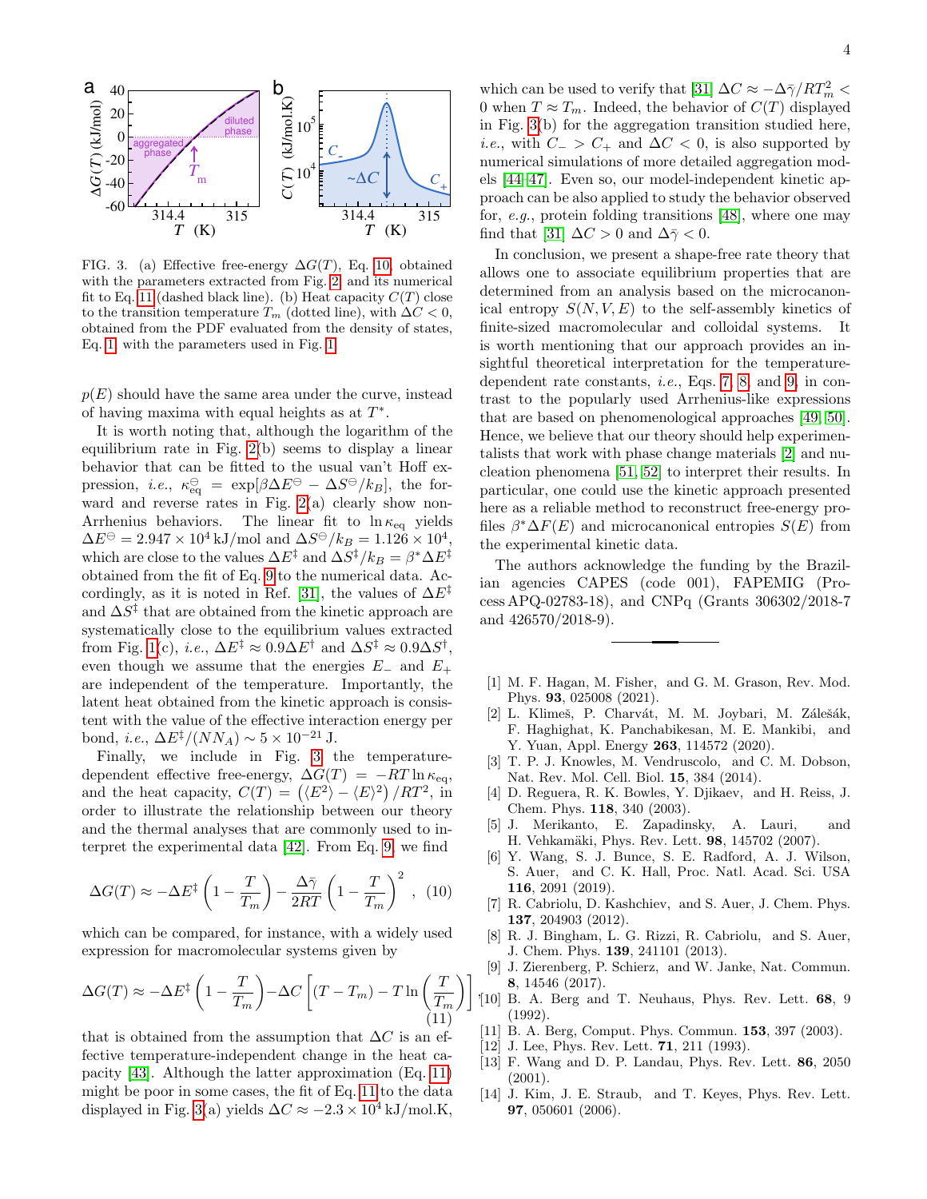FIG. 3. (a) Effective free-energy $\Delta G(T)$, Eq. 10, obtained with the parameters extracted from Fig. 2, and its numerical fit to Eq. 11 (dashed black line). (b) Heat capacity $C(T)$ close to the transition temperature $T_m$ (dotted line), with $\Delta C < 0$, obtained from the PDF evaluated from the density of states, Eq. 1, with the parameters used in Fig. 1.

$p(E)$ should have the same area under the curve, instead of having maxima with equal heights as at $T^*$.

It is worth noting that, although the logarithm of the equilibrium rate in Fig. 2(b) seems to display a linear behavior that can be fitted to the usual van't Hoff expression, *i.e.*, $\kappa_{\rm eq}^{\ominus} = \exp[\beta\Delta E^{\ominus} - \Delta S^{\ominus}/k_B]$, the forward and reverse rates in Fig. 2(a) clearly show non-Arrhenius behaviors. The linear fit to $\ln \kappa_{\rm eq}$ yields $\Delta E^{\ominus} = 2.947 \times 10^4$ kJ/mol and $\Delta S^{\ominus}/k_B = 1.126 \times 10^4$, which are close to the values $\Delta E^{\ddagger}$ and $\Delta S^{\ddagger}/k_B = \beta^* \Delta E^{\ddagger}$ obtained from the fit of Eq. 9 to the numerical data. Accordingly, as it is noted in Ref. [31], the values of $\Delta E^{\ddagger}$ and $\Delta S^{\ddagger}$ that are obtained from the kinetic approach are systematically close to the equilibrium values extracted from Fig. 1(c), *i.e.*, $\Delta E^{\ddagger} \approx 0.9 \Delta E^{\dagger}$ and $\Delta S^{\ddagger} \approx 0.9 \Delta S^{\dagger}$, even though we assume that the energies $E_-$ and $E_+$ are independent of the temperature. Importantly, the latent heat obtained from the kinetic approach is consistent with the value of the effective interaction energy per bond, *i.e.*, $\Delta E^{\ddagger}/(N N_A) \sim 5 \times 10^{-21}$ J.

Finally, we include in Fig. 3 the temperature-dependent effective free-energy, $\Delta G(T) = -RT \ln \kappa_{\rm eq}$, and the heat capacity, $C(T) = \left(\langle E^2 \rangle - \langle E \rangle^2\right)/RT^2$, in order to illustrate the relationship between our theory and the thermal analyses that are commonly used to interpret the experimental data [42]. From Eq. 9, we find

$$\Delta G(T) \approx -\Delta E^{\ddagger}\left(1 - \frac{T}{T_m}\right) - \frac{\Delta \bar{\gamma}}{2RT}\left(1 - \frac{T}{T_m}\right)^2 , \quad (10)$$

which can be compared, for instance, with a widely used expression for macromolecular systems given by

$$\Delta G(T) \approx -\Delta E^{\ddagger}\left(1 - \frac{T}{T_m}\right) - \Delta C\left[(T - T_m) - T \ln\left(\frac{T}{T_m}\right)\right] , \quad (11)$$

that is obtained from the assumption that $\Delta C$ is an effective temperature-independent change in the heat capacity [43]. Although the latter approximation (Eq. 11) might be poor in some cases, the fit of Eq. 11 to the data displayed in Fig. 3(a) yields $\Delta C \approx -2.3 \times 10^4$ kJ/mol.K, which can be used to verify that [31] $\Delta C \approx -\Delta\bar{\gamma}/RT_m^2 < 0$ when $T \approx T_m$. Indeed, the behavior of $C(T)$ displayed in Fig. 3(b) for the aggregation transition studied here, *i.e.*, with $C_- > C_+$ and $\Delta C < 0$, is also supported by numerical simulations of more detailed aggregation models [44–47]. Even so, our model-independent kinetic approach can be also applied to study the behavior observed for, *e.g.*, protein folding transitions [48], where one may find that [31] $\Delta C > 0$ and $\Delta\bar{\gamma} < 0$.

In conclusion, we present a shape-free rate theory that allows one to associate equilibrium properties that are determined from an analysis based on the microcanonical entropy $S(N, V, E)$ to the self-assembly kinetics of finite-sized macromolecular and colloidal systems. It is worth mentioning that our approach provides an insightful theoretical interpretation for the temperature-dependent rate constants, *i.e.*, Eqs. 7, 8, and 9, in contrast to the popularly used Arrhenius-like expressions that are based on phenomenological approaches [49, 50]. Hence, we believe that our theory should help experimentalists that work with phase change materials [2] and nucleation phenomena [51, 52] to interpret their results. In particular, one could use the kinetic approach presented here as a reliable method to reconstruct free-energy profiles $\beta^*\Delta F(E)$ and microcanonical entropies $S(E)$ from the experimental kinetic data.

The authors acknowledge the funding by the Brazilian agencies CAPES (code 001), FAPEMIG (Process APQ-02783-18), and CNPq (Grants 306302/2018-7 and 426570/2018-9).

---

[1] M. F. Hagan, M. Fisher, and G. M. Grason, Rev. Mod. Phys. **93**, 025008 (2021).
[2] L. Klimeš, P. Charvát, M. M. Joybari, M. Zálešák, F. Haghighat, K. Panchabikesan, M. E. Mankibi, and Y. Yuan, Appl. Energy **263**, 114572 (2020).
[3] T. P. J. Knowles, M. Vendruscolo, and C. M. Dobson, Nat. Rev. Mol. Cell. Biol. **15**, 384 (2014).
[4] D. Reguera, R. K. Bowles, Y. Djikaev, and H. Reiss, J. Chem. Phys. **118**, 340 (2003).
[5] J. Merikanto, E. Zapadinsky, A. Lauri, and H. Vehkamäki, Phys. Rev. Lett. **98**, 145702 (2007).
[6] Y. Wang, S. J. Bunce, S. E. Radford, A. J. Wilson, S. Auer, and C. K. Hall, Proc. Natl. Acad. Sci. USA **116**, 2091 (2019).
[7] R. Cabriolu, D. Kashchiev, and S. Auer, J. Chem. Phys. **137**, 204903 (2012).
[8] R. J. Bingham, L. G. Rizzi, R. Cabriolu, and S. Auer, J. Chem. Phys. **139**, 241101 (2013).
[9] J. Zierenberg, P. Schierz, and W. Janke, Nat. Commun. **8**, 14546 (2017).
[10] B. A. Berg and T. Neuhaus, Phys. Rev. Lett. **68**, 9 (1992).
[11] B. A. Berg, Comput. Phys. Commun. **153**, 397 (2003).
[12] J. Lee, Phys. Rev. Lett. **71**, 211 (1993).
[13] F. Wang and D. P. Landau, Phys. Rev. Lett. **86**, 2050 (2001).
[14] J. Kim, J. E. Straub, and T. Keyes, Phys. Rev. Lett. **97**, 050601 (2006).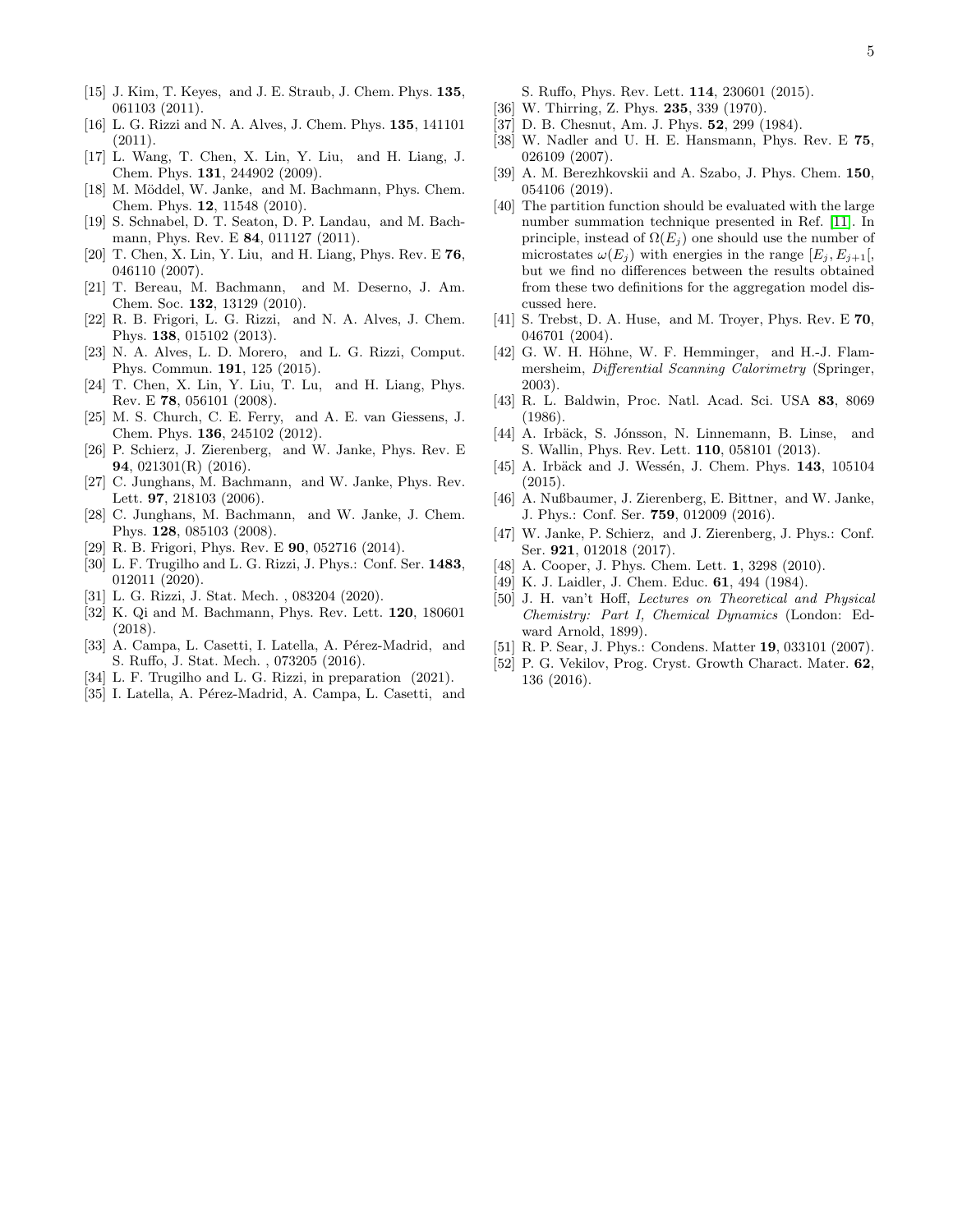- [15] J. Kim, T. Keyes, and J. E. Straub, J. Chem. Phys. **135**, 061103 (2011).
- [16] L. G. Rizzi and N. A. Alves, J. Chem. Phys. **135**, 141101 (2011).
- [17] L. Wang, T. Chen, X. Lin, Y. Liu, and H. Liang, J. Chem. Phys. **131**, 244902 (2009).
- [18] M. Möddel, W. Janke, and M. Bachmann, Phys. Chem. Chem. Phys. **12**, 11548 (2010).
- [19] S. Schnabel, D. T. Seaton, D. P. Landau, and M. Bachmann, Phys. Rev. E **84**, 011127 (2011).
- [20] T. Chen, X. Lin, Y. Liu, and H. Liang, Phys. Rev. E **76**, 046110 (2007).
- [21] T. Bereau, M. Bachmann, and M. Deserno, J. Am. Chem. Soc. **132**, 13129 (2010).
- [22] R. B. Frigori, L. G. Rizzi, and N. A. Alves, J. Chem. Phys. **138**, 015102 (2013).
- [23] N. A. Alves, L. D. Morero, and L. G. Rizzi, Comput. Phys. Commun. **191**, 125 (2015).
- [24] T. Chen, X. Lin, Y. Liu, T. Lu, and H. Liang, Phys. Rev. E **78**, 056101 (2008).
- [25] M. S. Church, C. E. Ferry, and A. E. van Giessens, J. Chem. Phys. **136**, 245102 (2012).
- [26] P. Schierz, J. Zierenberg, and W. Janke, Phys. Rev. E **94**, 021301(R) (2016).
- [27] C. Junghans, M. Bachmann, and W. Janke, Phys. Rev. Lett. **97**, 218103 (2006).
- [28] C. Junghans, M. Bachmann, and W. Janke, J. Chem. Phys. **128**, 085103 (2008).
- [29] R. B. Frigori, Phys. Rev. E **90**, 052716 (2014).
- [30] L. F. Trugilho and L. G. Rizzi, J. Phys.: Conf. Ser. **1483**, 012011 (2020).
- [31] L. G. Rizzi, J. Stat. Mech. , 083204 (2020).
- [32] K. Qi and M. Bachmann, Phys. Rev. Lett. **120**, 180601 (2018).
- [33] A. Campa, L. Casetti, I. Latella, A. Pérez-Madrid, and S. Ruffo, J. Stat. Mech. , 073205 (2016).
- [34] L. F. Trugilho and L. G. Rizzi, in preparation (2021).
- [35] I. Latella, A. Pérez-Madrid, A. Campa, L. Casetti, and S. Ruffo, Phys. Rev. Lett. **114**, 230601 (2015).
- [36] W. Thirring, Z. Phys. **235**, 339 (1970).
- [37] D. B. Chesnut, Am. J. Phys. **52**, 299 (1984).
- [38] W. Nadler and U. H. E. Hansmann, Phys. Rev. E **75**, 026109 (2007).
- [39] A. M. Berezhkovskii and A. Szabo, J. Phys. Chem. **150**, 054106 (2019).
- [40] The partition function should be evaluated with the large number summation technique presented in Ref. [11]. In principle, instead of $\Omega(E_j)$ one should use the number of microstates $\omega(E_j)$ with energies in the range $[E_j, E_{j+1}[$, but we find no differences between the results obtained from these two definitions for the aggregation model discussed here.
- [41] S. Trebst, D. A. Huse, and M. Troyer, Phys. Rev. E **70**, 046701 (2004).
- [42] G. W. H. Höhne, W. F. Hemminger, and H.-J. Flammersheim, *Differential Scanning Calorimetry* (Springer, 2003).
- [43] R. L. Baldwin, Proc. Natl. Acad. Sci. USA **83**, 8069 (1986).
- [44] A. Irbäck, S. Jónsson, N. Linnemann, B. Linse, and S. Wallin, Phys. Rev. Lett. **110**, 058101 (2013).
- [45] A. Irbäck and J. Wessén, J. Chem. Phys. **143**, 105104 (2015).
- [46] A. Nußbaumer, J. Zierenberg, E. Bittner, and W. Janke, J. Phys.: Conf. Ser. **759**, 012009 (2016).
- [47] W. Janke, P. Schierz, and J. Zierenberg, J. Phys.: Conf. Ser. **921**, 012018 (2017).
- [48] A. Cooper, J. Phys. Chem. Lett. **1**, 3298 (2010).
- [49] K. J. Laidler, J. Chem. Educ. **61**, 494 (1984).
- [50] J. H. van't Hoff, *Lectures on Theoretical and Physical Chemistry: Part I, Chemical Dynamics* (London: Edward Arnold, 1899).
- [51] R. P. Sear, J. Phys.: Condens. Matter **19**, 033101 (2007).
- [52] P. G. Vekilov, Prog. Cryst. Growth Charact. Mater. **62**, 136 (2016).